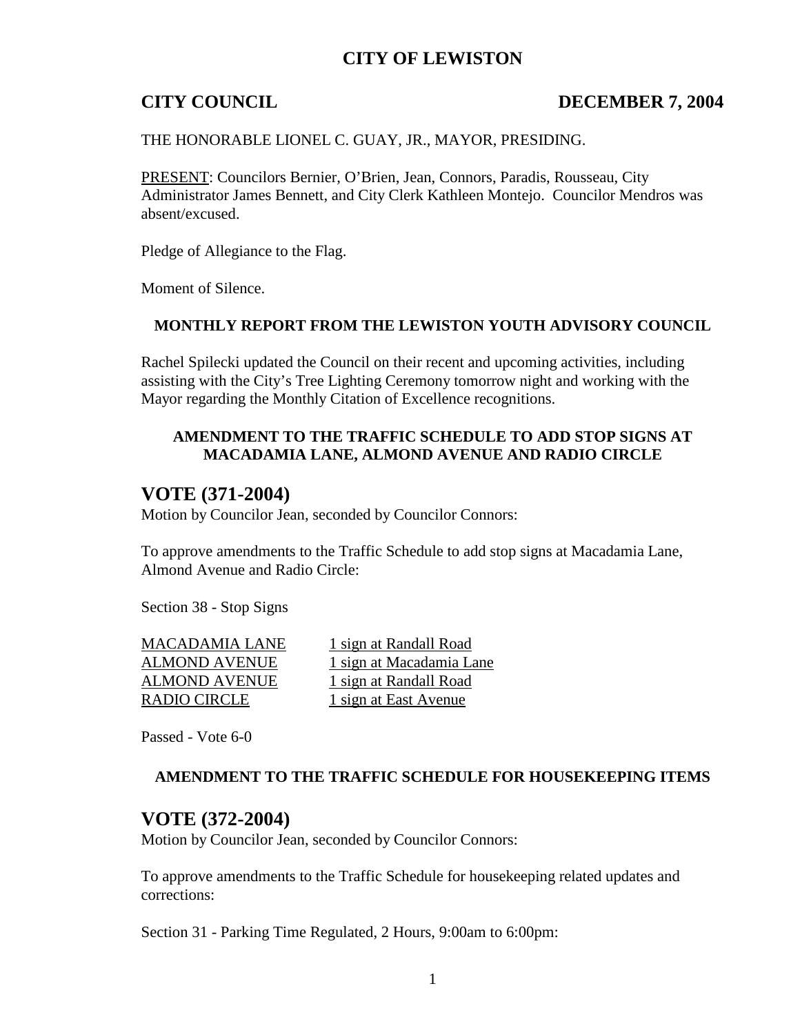# CITY OF LEWISTON

**CITY COUNCIL** **DECEMBER 7, 2004**

THE HONORABLE LIONEL C. GUAY, JR., MAYOR, PRESIDING.

PRESENT: Councilors Bernier, O'Brien, Jean, Connors, Paradis, Rousseau, City Administrator James Bennett, and City Clerk Kathleen Montejo. Councilor Mendros was absent/excused.

Pledge of Allegiance to the Flag.

Moment of Silence.

### MONTHLY REPORT FROM THE LEWISTON YOUTH ADVISORY COUNCIL

Rachel Spilecki updated the Council on their recent and upcoming activities, including assisting with the City's Tree Lighting Ceremony tomorrow night and working with the Mayor regarding the Monthly Citation of Excellence recognitions.

### AMENDMENT TO THE TRAFFIC SCHEDULE TO ADD STOP SIGNS AT MACADAMIA LANE, ALMOND AVENUE AND RADIO CIRCLE

## VOTE (371-2004)

Motion by Councilor Jean, seconded by Councilor Connors:

To approve amendments to the Traffic Schedule to add stop signs at Macadamia Lane, Almond Avenue and Radio Circle:

Section 38 - Stop Signs

| | |
|---|---|
| MACADAMIA LANE | 1 sign at Randall Road |
| ALMOND AVENUE | 1 sign at Macadamia Lane |
| ALMOND AVENUE | 1 sign at Randall Road |
| RADIO CIRCLE | 1 sign at East Avenue |

Passed - Vote 6-0

### AMENDMENT TO THE TRAFFIC SCHEDULE FOR HOUSEKEEPING ITEMS

## VOTE (372-2004)

Motion by Councilor Jean, seconded by Councilor Connors:

To approve amendments to the Traffic Schedule for housekeeping related updates and corrections:

Section 31 - Parking Time Regulated, 2 Hours, 9:00am to 6:00pm: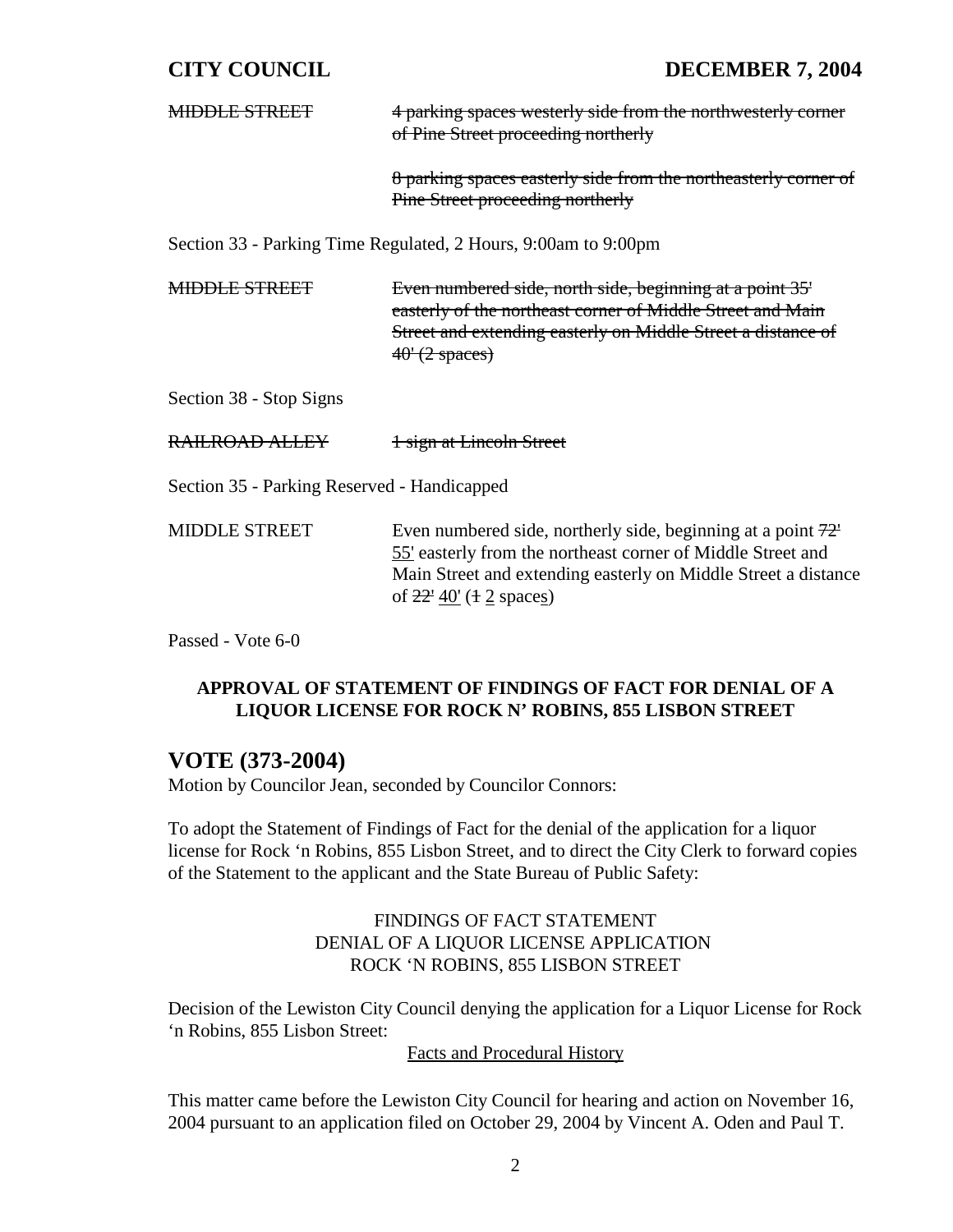~~MIDDLE STREET~~ ~~4 parking spaces westerly side from the northwesterly corner of Pine Street proceeding northerly~~

~~8 parking spaces easterly side from the northeasterly corner of Pine Street proceeding northerly~~

Section 33 - Parking Time Regulated, 2 Hours, 9:00am to 9:00pm

~~MIDDLE STREET~~ ~~Even numbered side, north side, beginning at a point 35' easterly of the northeast corner of Middle Street and Main Street and extending easterly on Middle Street a distance of 40' (2 spaces)~~

Section 38 - Stop Signs

~~RAILROAD ALLEY~~ ~~1 sign at Lincoln Street~~

Section 35 - Parking Reserved - Handicapped

MIDDLE STREET Even numbered side, northerly side, beginning at a point ~~72'~~ <u>55'</u> easterly from the northeast corner of Middle Street and Main Street and extending easterly on Middle Street a distance of ~~22'~~ <u>40'</u> (~~1~~ <u>2</u> space<u>s</u>)

Passed - Vote 6-0

**APPROVAL OF STATEMENT OF FINDINGS OF FACT FOR DENIAL OF A LIQUOR LICENSE FOR ROCK N' ROBINS, 855 LISBON STREET**

## VOTE (373-2004)

Motion by Councilor Jean, seconded by Councilor Connors:

To adopt the Statement of Findings of Fact for the denial of the application for a liquor license for Rock 'n Robins, 855 Lisbon Street, and to direct the City Clerk to forward copies of the Statement to the applicant and the State Bureau of Public Safety:

FINDINGS OF FACT STATEMENT
DENIAL OF A LIQUOR LICENSE APPLICATION
ROCK 'N ROBINS, 855 LISBON STREET

Decision of the Lewiston City Council denying the application for a Liquor License for Rock 'n Robins, 855 Lisbon Street:

<u>Facts and Procedural History</u>

This matter came before the Lewiston City Council for hearing and action on November 16, 2004 pursuant to an application filed on October 29, 2004 by Vincent A. Oden and Paul T.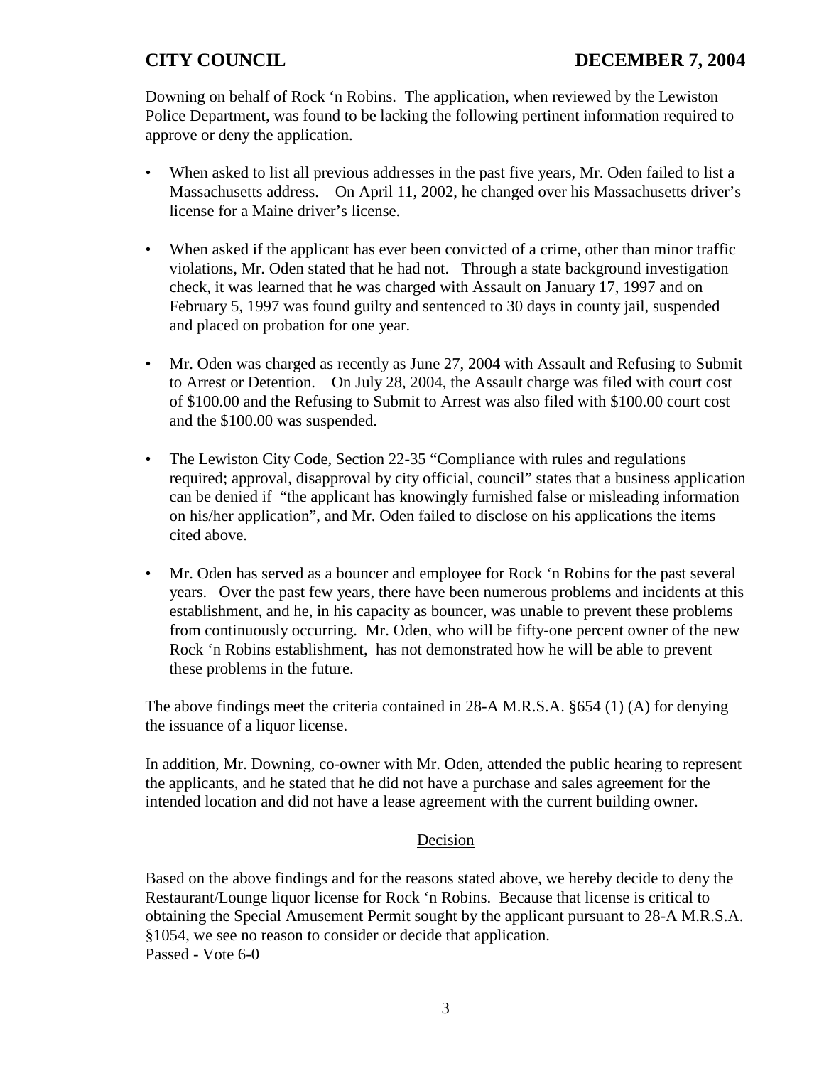Downing on behalf of Rock 'n Robins. The application, when reviewed by the Lewiston Police Department, was found to be lacking the following pertinent information required to approve or deny the application.

- When asked to list all previous addresses in the past five years, Mr. Oden failed to list a Massachusetts address. On April 11, 2002, he changed over his Massachusetts driver's license for a Maine driver's license.

- When asked if the applicant has ever been convicted of a crime, other than minor traffic violations, Mr. Oden stated that he had not. Through a state background investigation check, it was learned that he was charged with Assault on January 17, 1997 and on February 5, 1997 was found guilty and sentenced to 30 days in county jail, suspended and placed on probation for one year.

- Mr. Oden was charged as recently as June 27, 2004 with Assault and Refusing to Submit to Arrest or Detention. On July 28, 2004, the Assault charge was filed with court cost of $100.00 and the Refusing to Submit to Arrest was also filed with $100.00 court cost and the $100.00 was suspended.

- The Lewiston City Code, Section 22-35 "Compliance with rules and regulations required; approval, disapproval by city official, council" states that a business application can be denied if "the applicant has knowingly furnished false or misleading information on his/her application", and Mr. Oden failed to disclose on his applications the items cited above.

- Mr. Oden has served as a bouncer and employee for Rock 'n Robins for the past several years. Over the past few years, there have been numerous problems and incidents at this establishment, and he, in his capacity as bouncer, was unable to prevent these problems from continuously occurring. Mr. Oden, who will be fifty-one percent owner of the new Rock 'n Robins establishment, has not demonstrated how he will be able to prevent these problems in the future.

The above findings meet the criteria contained in 28-A M.R.S.A. §654 (1) (A) for denying the issuance of a liquor license.

In addition, Mr. Downing, co-owner with Mr. Oden, attended the public hearing to represent the applicants, and he stated that he did not have a purchase and sales agreement for the intended location and did not have a lease agreement with the current building owner.

<u>Decision</u>

Based on the above findings and for the reasons stated above, we hereby decide to deny the Restaurant/Lounge liquor license for Rock 'n Robins. Because that license is critical to obtaining the Special Amusement Permit sought by the applicant pursuant to 28-A M.R.S.A. §1054, we see no reason to consider or decide that application.
Passed - Vote 6-0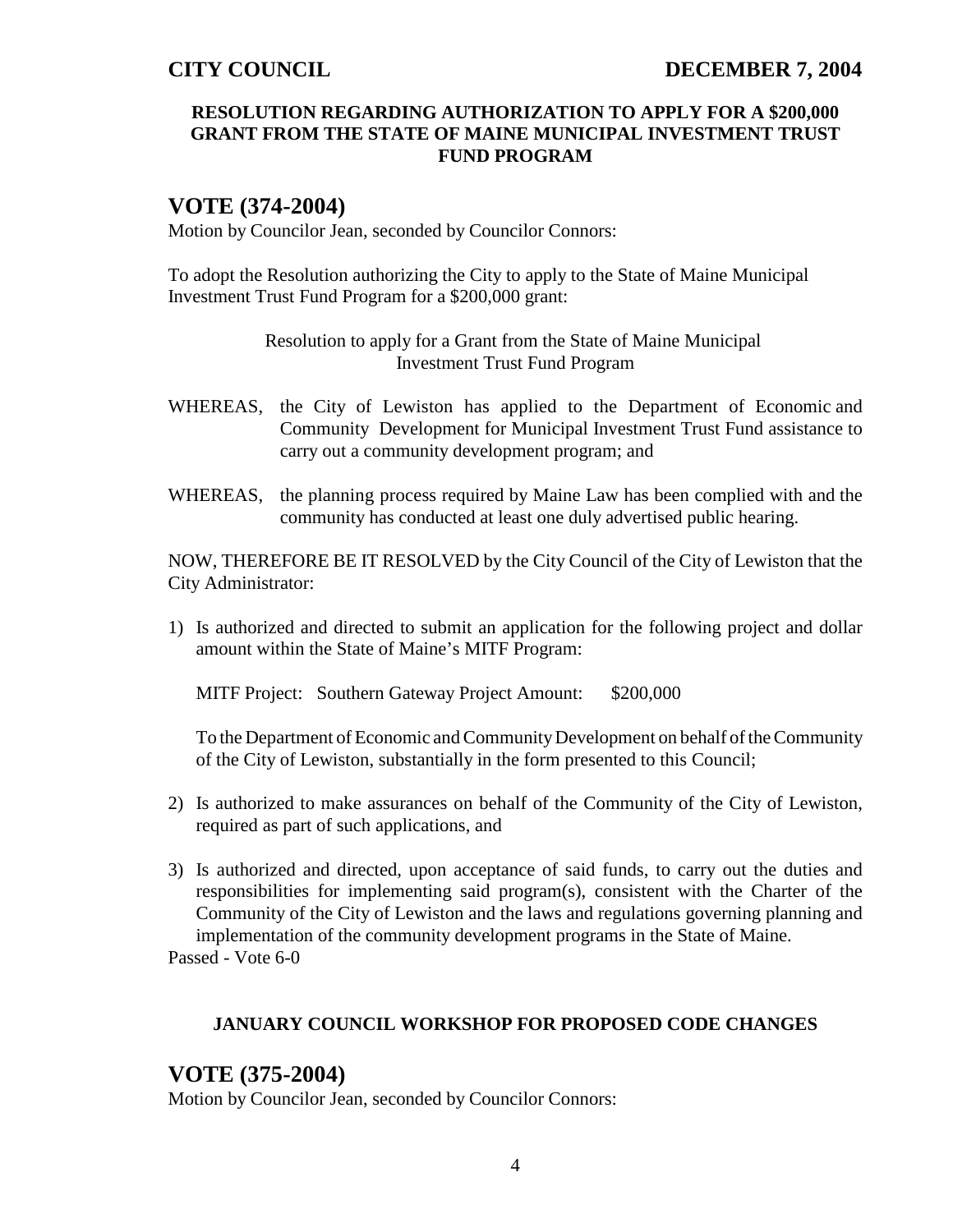**RESOLUTION REGARDING AUTHORIZATION TO APPLY FOR A $200,000 GRANT FROM THE STATE OF MAINE MUNICIPAL INVESTMENT TRUST FUND PROGRAM**

## VOTE (374-2004)

Motion by Councilor Jean, seconded by Councilor Connors:

To adopt the Resolution authorizing the City to apply to the State of Maine Municipal Investment Trust Fund Program for a $200,000 grant:

Resolution to apply for a Grant from the State of Maine Municipal Investment Trust Fund Program

WHEREAS, the City of Lewiston has applied to the Department of Economic and Community Development for Municipal Investment Trust Fund assistance to carry out a community development program; and

WHEREAS, the planning process required by Maine Law has been complied with and the community has conducted at least one duly advertised public hearing.

NOW, THEREFORE BE IT RESOLVED by the City Council of the City of Lewiston that the City Administrator:

1) Is authorized and directed to submit an application for the following project and dollar amount within the State of Maine's MITF Program:

   MITF Project: Southern Gateway Project Amount: $200,000

   To the Department of Economic and Community Development on behalf of the Community of the City of Lewiston, substantially in the form presented to this Council;

2) Is authorized to make assurances on behalf of the Community of the City of Lewiston, required as part of such applications, and

3) Is authorized and directed, upon acceptance of said funds, to carry out the duties and responsibilities for implementing said program(s), consistent with the Charter of the Community of the City of Lewiston and the laws and regulations governing planning and implementation of the community development programs in the State of Maine.

Passed - Vote 6-0

**JANUARY COUNCIL WORKSHOP FOR PROPOSED CODE CHANGES**

## VOTE (375-2004)

Motion by Councilor Jean, seconded by Councilor Connors: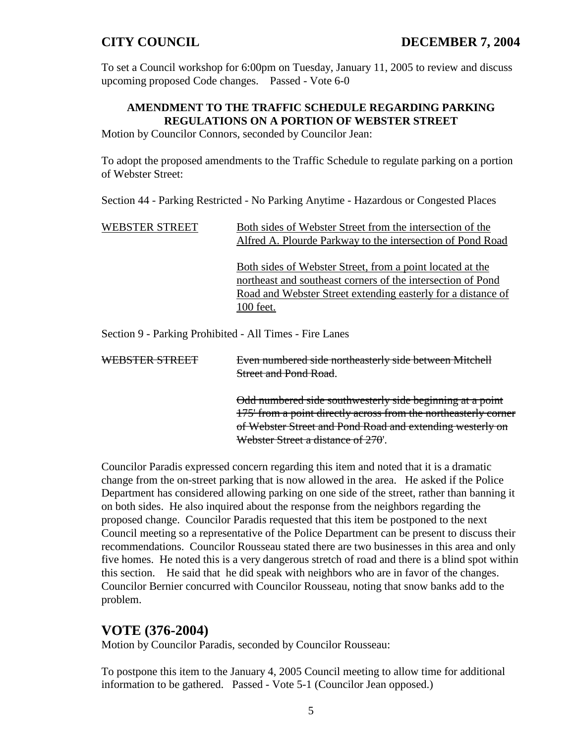To set a Council workshop for 6:00pm on Tuesday, January 11, 2005 to review and discuss upcoming proposed Code changes. Passed - Vote 6-0

**AMENDMENT TO THE TRAFFIC SCHEDULE REGARDING PARKING REGULATIONS ON A PORTION OF WEBSTER STREET**

Motion by Councilor Connors, seconded by Councilor Jean:

To adopt the proposed amendments to the Traffic Schedule to regulate parking on a portion of Webster Street:

Section 44 - Parking Restricted - No Parking Anytime - Hazardous or Congested Places

<u>WEBSTER STREET</u> <u>Both sides of Webster Street from the intersection of the Alfred A. Plourde Parkway to the intersection of Pond Road</u>

<u>Both sides of Webster Street, from a point located at the northeast and southeast corners of the intersection of Pond Road and Webster Street extending easterly for a distance of 100 feet.</u>

Section 9 - Parking Prohibited - All Times - Fire Lanes

~~WEBSTER STREET~~ ~~Even numbered side northeasterly side between Mitchell Street and Pond Road~~.

~~Odd numbered side southwesterly side beginning at a point 175' from a point directly across from the northeasterly corner of Webster Street and Pond Road and extending westerly on Webster Street a distance of 270~~'.

Councilor Paradis expressed concern regarding this item and noted that it is a dramatic change from the on-street parking that is now allowed in the area. He asked if the Police Department has considered allowing parking on one side of the street, rather than banning it on both sides. He also inquired about the response from the neighbors regarding the proposed change. Councilor Paradis requested that this item be postponed to the next Council meeting so a representative of the Police Department can be present to discuss their recommendations. Councilor Rousseau stated there are two businesses in this area and only five homes. He noted this is a very dangerous stretch of road and there is a blind spot within this section. He said that he did speak with neighbors who are in favor of the changes. Councilor Bernier concurred with Councilor Rousseau, noting that snow banks add to the problem.

## VOTE (376-2004)

Motion by Councilor Paradis, seconded by Councilor Rousseau:

To postpone this item to the January 4, 2005 Council meeting to allow time for additional information to be gathered. Passed - Vote 5-1 (Councilor Jean opposed.)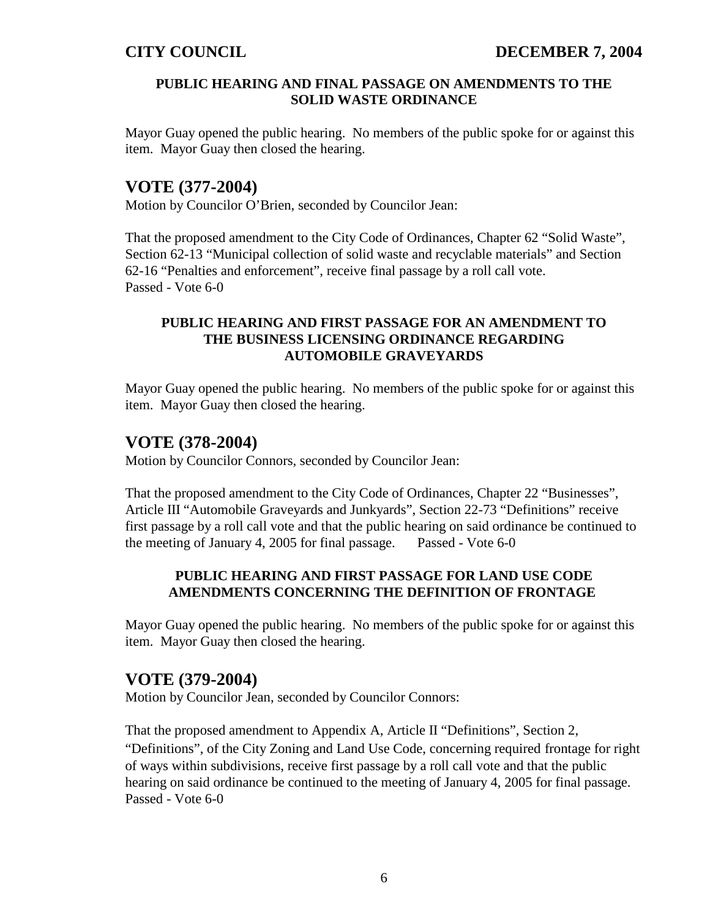#### PUBLIC HEARING AND FINAL PASSAGE ON AMENDMENTS TO THE SOLID WASTE ORDINANCE

Mayor Guay opened the public hearing. No members of the public spoke for or against this item. Mayor Guay then closed the hearing.

## VOTE (377-2004)

Motion by Councilor O'Brien, seconded by Councilor Jean:

That the proposed amendment to the City Code of Ordinances, Chapter 62 "Solid Waste", Section 62-13 "Municipal collection of solid waste and recyclable materials" and Section 62-16 "Penalties and enforcement", receive final passage by a roll call vote.
Passed - Vote 6-0

#### PUBLIC HEARING AND FIRST PASSAGE FOR AN AMENDMENT TO THE BUSINESS LICENSING ORDINANCE REGARDING AUTOMOBILE GRAVEYARDS

Mayor Guay opened the public hearing. No members of the public spoke for or against this item. Mayor Guay then closed the hearing.

## VOTE (378-2004)

Motion by Councilor Connors, seconded by Councilor Jean:

That the proposed amendment to the City Code of Ordinances, Chapter 22 "Businesses", Article III "Automobile Graveyards and Junkyards", Section 22-73 "Definitions" receive first passage by a roll call vote and that the public hearing on said ordinance be continued to the meeting of January 4, 2005 for final passage. Passed - Vote 6-0

#### PUBLIC HEARING AND FIRST PASSAGE FOR LAND USE CODE AMENDMENTS CONCERNING THE DEFINITION OF FRONTAGE

Mayor Guay opened the public hearing. No members of the public spoke for or against this item. Mayor Guay then closed the hearing.

## VOTE (379-2004)

Motion by Councilor Jean, seconded by Councilor Connors:

That the proposed amendment to Appendix A, Article II "Definitions", Section 2, "Definitions", of the City Zoning and Land Use Code, concerning required frontage for right of ways within subdivisions, receive first passage by a roll call vote and that the public hearing on said ordinance be continued to the meeting of January 4, 2005 for final passage.
Passed - Vote 6-0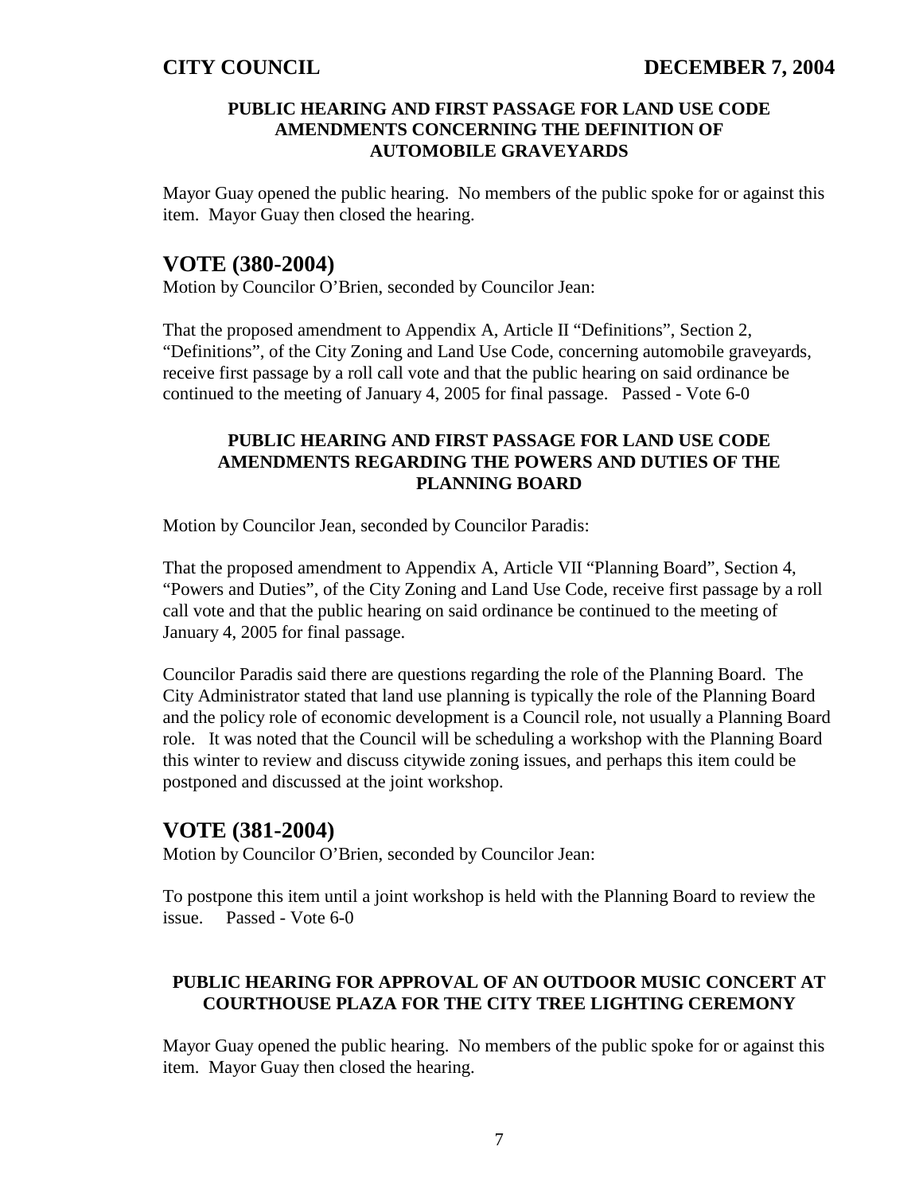**PUBLIC HEARING AND FIRST PASSAGE FOR LAND USE CODE AMENDMENTS CONCERNING THE DEFINITION OF AUTOMOBILE GRAVEYARDS**

Mayor Guay opened the public hearing. No members of the public spoke for or against this item. Mayor Guay then closed the hearing.

## VOTE (380-2004)

Motion by Councilor O'Brien, seconded by Councilor Jean:

That the proposed amendment to Appendix A, Article II "Definitions", Section 2, "Definitions", of the City Zoning and Land Use Code, concerning automobile graveyards, receive first passage by a roll call vote and that the public hearing on said ordinance be continued to the meeting of January 4, 2005 for final passage. Passed - Vote 6-0

**PUBLIC HEARING AND FIRST PASSAGE FOR LAND USE CODE AMENDMENTS REGARDING THE POWERS AND DUTIES OF THE PLANNING BOARD**

Motion by Councilor Jean, seconded by Councilor Paradis:

That the proposed amendment to Appendix A, Article VII "Planning Board", Section 4, "Powers and Duties", of the City Zoning and Land Use Code, receive first passage by a roll call vote and that the public hearing on said ordinance be continued to the meeting of January 4, 2005 for final passage.

Councilor Paradis said there are questions regarding the role of the Planning Board. The City Administrator stated that land use planning is typically the role of the Planning Board and the policy role of economic development is a Council role, not usually a Planning Board role. It was noted that the Council will be scheduling a workshop with the Planning Board this winter to review and discuss citywide zoning issues, and perhaps this item could be postponed and discussed at the joint workshop.

## VOTE (381-2004)

Motion by Councilor O'Brien, seconded by Councilor Jean:

To postpone this item until a joint workshop is held with the Planning Board to review the issue. Passed - Vote 6-0

**PUBLIC HEARING FOR APPROVAL OF AN OUTDOOR MUSIC CONCERT AT COURTHOUSE PLAZA FOR THE CITY TREE LIGHTING CEREMONY**

Mayor Guay opened the public hearing. No members of the public spoke for or against this item. Mayor Guay then closed the hearing.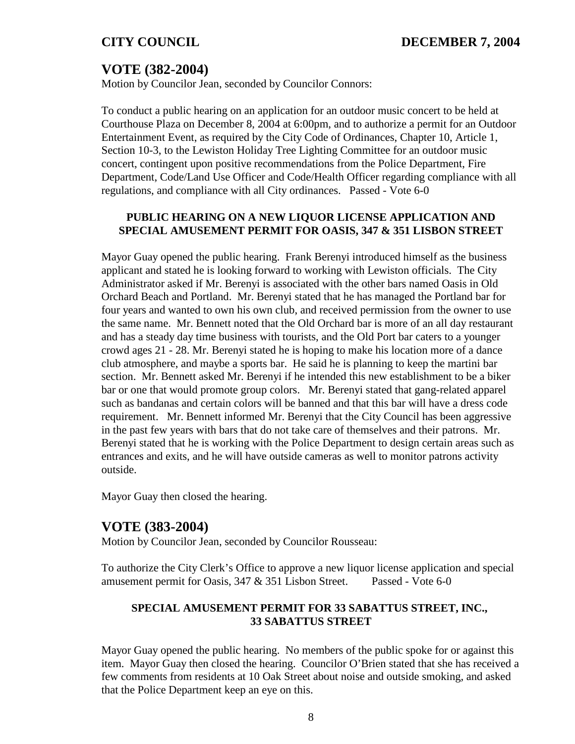## VOTE (382-2004)

Motion by Councilor Jean, seconded by Councilor Connors:

To conduct a public hearing on an application for an outdoor music concert to be held at Courthouse Plaza on December 8, 2004 at 6:00pm, and to authorize a permit for an Outdoor Entertainment Event, as required by the City Code of Ordinances, Chapter 10, Article 1, Section 10-3, to the Lewiston Holiday Tree Lighting Committee for an outdoor music concert, contingent upon positive recommendations from the Police Department, Fire Department, Code/Land Use Officer and Code/Health Officer regarding compliance with all regulations, and compliance with all City ordinances. Passed - Vote 6-0

### PUBLIC HEARING ON A NEW LIQUOR LICENSE APPLICATION AND SPECIAL AMUSEMENT PERMIT FOR OASIS, 347 & 351 LISBON STREET

Mayor Guay opened the public hearing. Frank Berenyi introduced himself as the business applicant and stated he is looking forward to working with Lewiston officials. The City Administrator asked if Mr. Berenyi is associated with the other bars named Oasis in Old Orchard Beach and Portland. Mr. Berenyi stated that he has managed the Portland bar for four years and wanted to own his own club, and received permission from the owner to use the same name. Mr. Bennett noted that the Old Orchard bar is more of an all day restaurant and has a steady day time business with tourists, and the Old Port bar caters to a younger crowd ages 21 - 28. Mr. Berenyi stated he is hoping to make his location more of a dance club atmosphere, and maybe a sports bar. He said he is planning to keep the martini bar section. Mr. Bennett asked Mr. Berenyi if he intended this new establishment to be a biker bar or one that would promote group colors. Mr. Berenyi stated that gang-related apparel such as bandanas and certain colors will be banned and that this bar will have a dress code requirement. Mr. Bennett informed Mr. Berenyi that the City Council has been aggressive in the past few years with bars that do not take care of themselves and their patrons. Mr. Berenyi stated that he is working with the Police Department to design certain areas such as entrances and exits, and he will have outside cameras as well to monitor patrons activity outside.

Mayor Guay then closed the hearing.

## VOTE (383-2004)

Motion by Councilor Jean, seconded by Councilor Rousseau:

To authorize the City Clerk's Office to approve a new liquor license application and special amusement permit for Oasis, 347 & 351 Lisbon Street. Passed - Vote 6-0

### SPECIAL AMUSEMENT PERMIT FOR 33 SABATTUS STREET, INC., 33 SABATTUS STREET

Mayor Guay opened the public hearing. No members of the public spoke for or against this item. Mayor Guay then closed the hearing. Councilor O'Brien stated that she has received a few comments from residents at 10 Oak Street about noise and outside smoking, and asked that the Police Department keep an eye on this.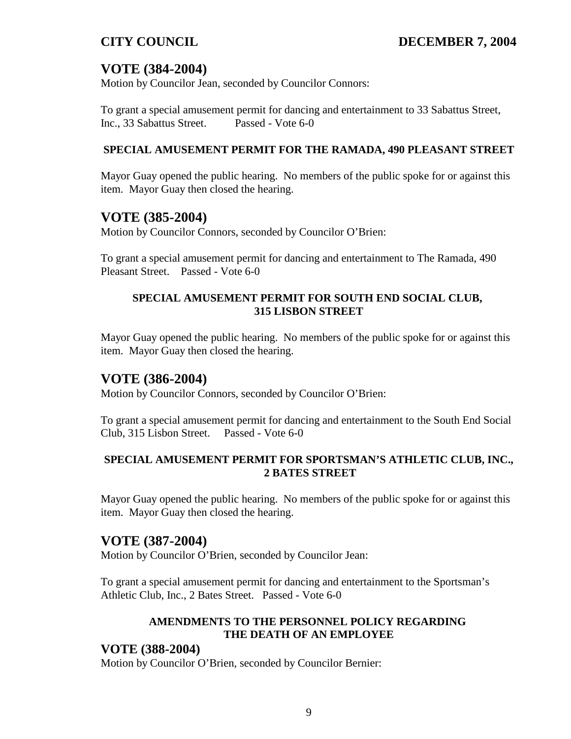## VOTE (384-2004)

Motion by Councilor Jean, seconded by Councilor Connors:

To grant a special amusement permit for dancing and entertainment to 33 Sabattus Street, Inc., 33 Sabattus Street. Passed - Vote 6-0

**SPECIAL AMUSEMENT PERMIT FOR THE RAMADA, 490 PLEASANT STREET**

Mayor Guay opened the public hearing. No members of the public spoke for or against this item. Mayor Guay then closed the hearing.

## VOTE (385-2004)

Motion by Councilor Connors, seconded by Councilor O'Brien:

To grant a special amusement permit for dancing and entertainment to The Ramada, 490 Pleasant Street. Passed - Vote 6-0

**SPECIAL AMUSEMENT PERMIT FOR SOUTH END SOCIAL CLUB, 315 LISBON STREET**

Mayor Guay opened the public hearing. No members of the public spoke for or against this item. Mayor Guay then closed the hearing.

## VOTE (386-2004)

Motion by Councilor Connors, seconded by Councilor O'Brien:

To grant a special amusement permit for dancing and entertainment to the South End Social Club, 315 Lisbon Street. Passed - Vote 6-0

**SPECIAL AMUSEMENT PERMIT FOR SPORTSMAN'S ATHLETIC CLUB, INC., 2 BATES STREET**

Mayor Guay opened the public hearing. No members of the public spoke for or against this item. Mayor Guay then closed the hearing.

## VOTE (387-2004)

Motion by Councilor O'Brien, seconded by Councilor Jean:

To grant a special amusement permit for dancing and entertainment to the Sportsman's Athletic Club, Inc., 2 Bates Street. Passed - Vote 6-0

**AMENDMENTS TO THE PERSONNEL POLICY REGARDING THE DEATH OF AN EMPLOYEE**

## VOTE (388-2004)

Motion by Councilor O'Brien, seconded by Councilor Bernier: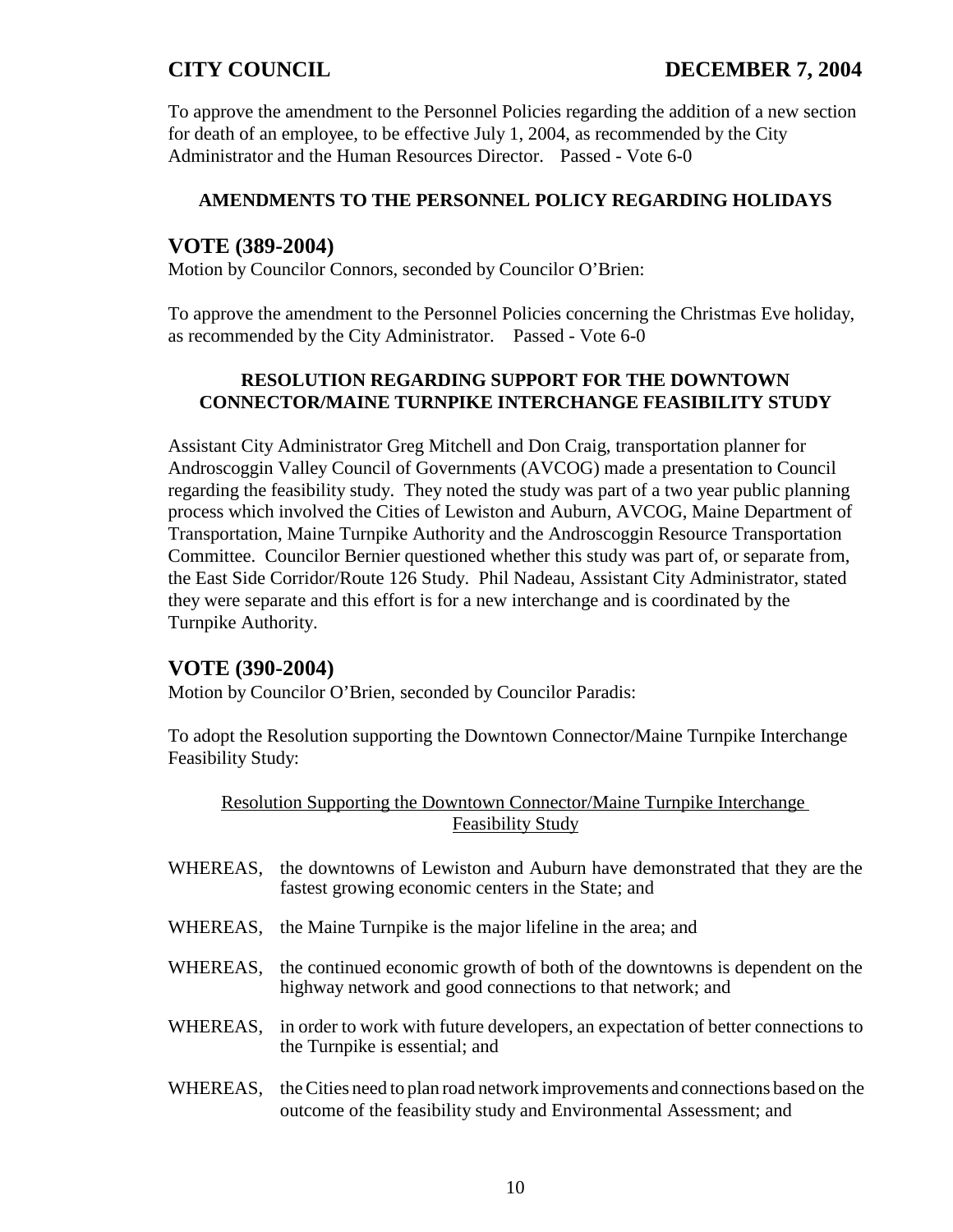To approve the amendment to the Personnel Policies regarding the addition of a new section for death of an employee, to be effective July 1, 2004, as recommended by the City Administrator and the Human Resources Director. Passed - Vote 6-0

**AMENDMENTS TO THE PERSONNEL POLICY REGARDING HOLIDAYS**

## VOTE (389-2004)

Motion by Councilor Connors, seconded by Councilor O'Brien:

To approve the amendment to the Personnel Policies concerning the Christmas Eve holiday, as recommended by the City Administrator. Passed - Vote 6-0

**RESOLUTION REGARDING SUPPORT FOR THE DOWNTOWN CONNECTOR/MAINE TURNPIKE INTERCHANGE FEASIBILITY STUDY**

Assistant City Administrator Greg Mitchell and Don Craig, transportation planner for Androscoggin Valley Council of Governments (AVCOG) made a presentation to Council regarding the feasibility study. They noted the study was part of a two year public planning process which involved the Cities of Lewiston and Auburn, AVCOG, Maine Department of Transportation, Maine Turnpike Authority and the Androscoggin Resource Transportation Committee. Councilor Bernier questioned whether this study was part of, or separate from, the East Side Corridor/Route 126 Study. Phil Nadeau, Assistant City Administrator, stated they were separate and this effort is for a new interchange and is coordinated by the Turnpike Authority.

## VOTE (390-2004)

Motion by Councilor O'Brien, seconded by Councilor Paradis:

To adopt the Resolution supporting the Downtown Connector/Maine Turnpike Interchange Feasibility Study:

Resolution Supporting the Downtown Connector/Maine Turnpike Interchange Feasibility Study

WHEREAS, the downtowns of Lewiston and Auburn have demonstrated that they are the fastest growing economic centers in the State; and

WHEREAS, the Maine Turnpike is the major lifeline in the area; and

WHEREAS, the continued economic growth of both of the downtowns is dependent on the highway network and good connections to that network; and

WHEREAS, in order to work with future developers, an expectation of better connections to the Turnpike is essential; and

WHEREAS, the Cities need to plan road network improvements and connections based on the outcome of the feasibility study and Environmental Assessment; and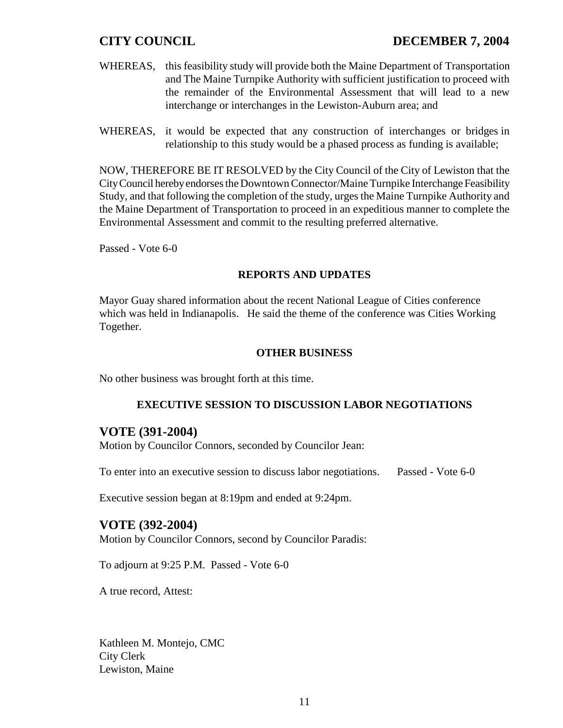WHEREAS, this feasibility study will provide both the Maine Department of Transportation and The Maine Turnpike Authority with sufficient justification to proceed with the remainder of the Environmental Assessment that will lead to a new interchange or interchanges in the Lewiston-Auburn area; and

WHEREAS, it would be expected that any construction of interchanges or bridges in relationship to this study would be a phased process as funding is available;

NOW, THEREFORE BE IT RESOLVED by the City Council of the City of Lewiston that the City Council hereby endorses the Downtown Connector/Maine Turnpike Interchange Feasibility Study, and that following the completion of the study, urges the Maine Turnpike Authority and the Maine Department of Transportation to proceed in an expeditious manner to complete the Environmental Assessment and commit to the resulting preferred alternative.

Passed - Vote 6-0

**REPORTS AND UPDATES**

Mayor Guay shared information about the recent National League of Cities conference which was held in Indianapolis. He said the theme of the conference was Cities Working Together.

**OTHER BUSINESS**

No other business was brought forth at this time.

**EXECUTIVE SESSION TO DISCUSSION LABOR NEGOTIATIONS**

## VOTE (391-2004)

Motion by Councilor Connors, seconded by Councilor Jean:

To enter into an executive session to discuss labor negotiations. Passed - Vote 6-0

Executive session began at 8:19pm and ended at 9:24pm.

## VOTE (392-2004)

Motion by Councilor Connors, second by Councilor Paradis:

To adjourn at 9:25 P.M. Passed - Vote 6-0

A true record, Attest:

Kathleen M. Montejo, CMC
City Clerk
Lewiston, Maine